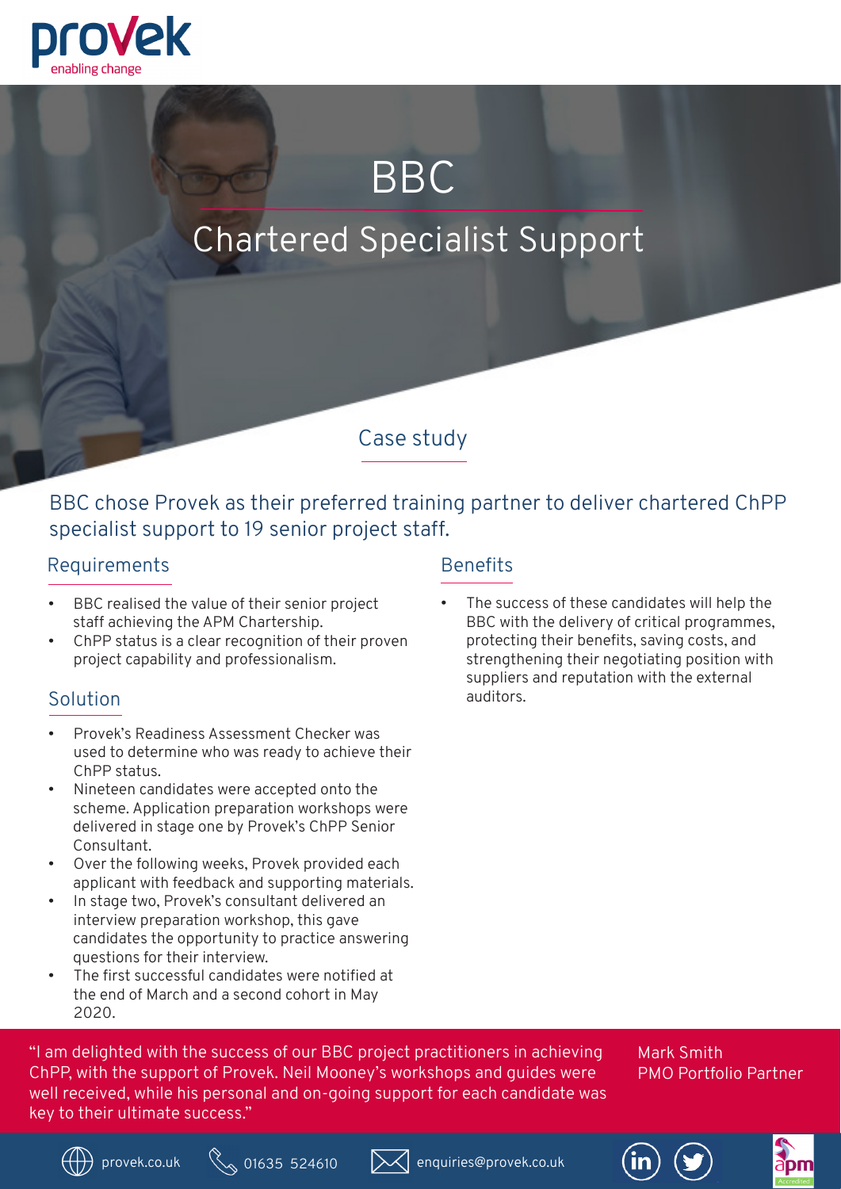provek
enabling change

# BBC

## Chartered Specialist Support

### Case study

BBC chose Provek as their preferred training partner to deliver chartered ChPP specialist support to 19 senior project staff.

## Requirements

- BBC realised the value of their senior project staff achieving the APM Chartership.
- ChPP status is a clear recognition of their proven project capability and professionalism.

## Solution

- Provek's Readiness Assessment Checker was used to determine who was ready to achieve their ChPP status.
- Nineteen candidates were accepted onto the scheme. Application preparation workshops were delivered in stage one by Provek's ChPP Senior Consultant.
- Over the following weeks, Provek provided each applicant with feedback and supporting materials.
- In stage two, Provek's consultant delivered an interview preparation workshop, this gave candidates the opportunity to practice answering questions for their interview.
- The first successful candidates were notified at the end of March and a second cohort in May 2020.

## Benefits

- The success of these candidates will help the BBC with the delivery of critical programmes, protecting their benefits, saving costs, and strengthening their negotiating position with suppliers and reputation with the external auditors.

"I am delighted with the success of our BBC project practitioners in achieving ChPP, with the support of Provek. Neil Mooney's workshops and guides were well received, while his personal and on-going support for each candidate was key to their ultimate success."

Mark Smith
PMO Portfolio Partner

provek.co.uk | 01635 524610 | enquiries@provek.co.uk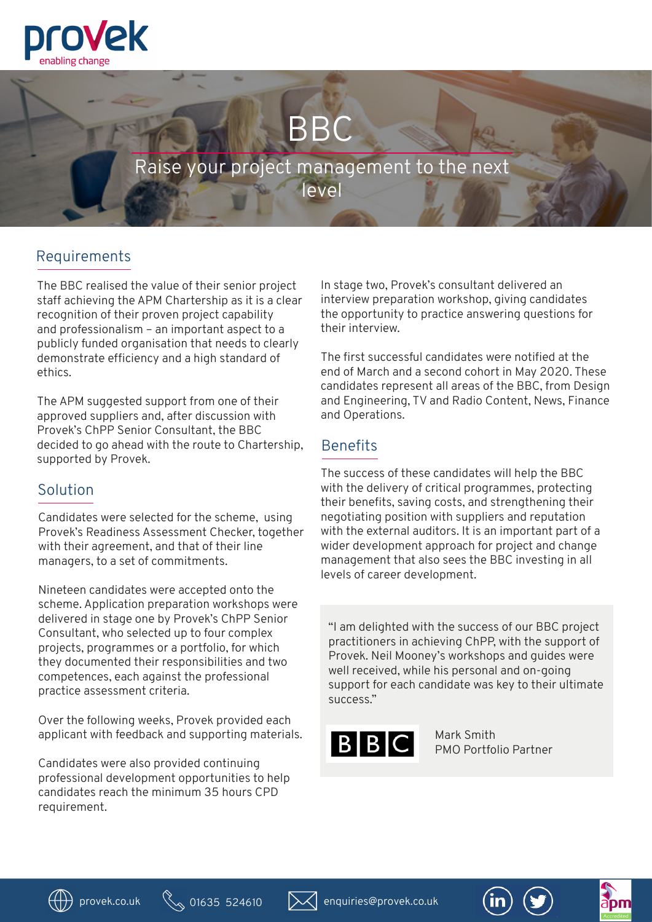provek
enabling change

# BBC

Raise your project management to the next level

## Requirements

The BBC realised the value of their senior project staff achieving the APM Chartership as it is a clear recognition of their proven project capability and professionalism – an important aspect to a publicly funded organisation that needs to clearly demonstrate efficiency and a high standard of ethics.

The APM suggested support from one of their approved suppliers and, after discussion with Provek's ChPP Senior Consultant, the BBC decided to go ahead with the route to Chartership, supported by Provek.

## Solution

Candidates were selected for the scheme, using Provek's Readiness Assessment Checker, together with their agreement, and that of their line managers, to a set of commitments.

Nineteen candidates were accepted onto the scheme. Application preparation workshops were delivered in stage one by Provek's ChPP Senior Consultant, who selected up to four complex projects, programmes or a portfolio, for which they documented their responsibilities and two competences, each against the professional practice assessment criteria.

Over the following weeks, Provek provided each applicant with feedback and supporting materials.

Candidates were also provided continuing professional development opportunities to help candidates reach the minimum 35 hours CPD requirement.

In stage two, Provek's consultant delivered an interview preparation workshop, giving candidates the opportunity to practice answering questions for their interview.

The first successful candidates were notified at the end of March and a second cohort in May 2020. These candidates represent all areas of the BBC, from Design and Engineering, TV and Radio Content, News, Finance and Operations.

## Benefits

The success of these candidates will help the BBC with the delivery of critical programmes, protecting their benefits, saving costs, and strengthening their negotiating position with suppliers and reputation with the external auditors. It is an important part of a wider development approach for project and change management that also sees the BBC investing in all levels of career development.

"I am delighted with the success of our BBC project practitioners in achieving ChPP, with the support of Provek. Neil Mooney's workshops and guides were well received, while his personal and on-going support for each candidate was key to their ultimate success."

BBC

Mark Smith
PMO Portfolio Partner

provek.co.uk | 01635 524610 | enquiries@provek.co.uk

apm Accredited